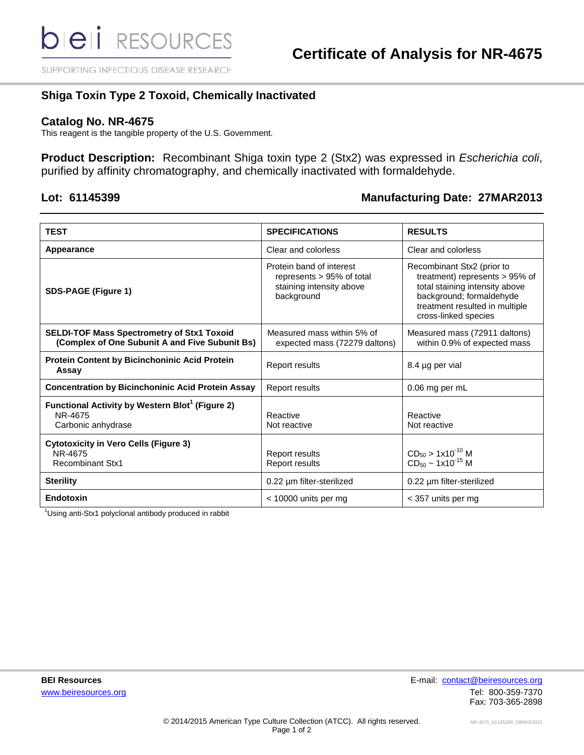# Certificate of Analysis for NR-4675

## Shiga Toxin Type 2 Toxoid, Chemically Inactivated

### Catalog No. NR-4675

This reagent is the tangible property of the U.S. Government.

**Product Description:** Recombinant Shiga toxin type 2 (Stx2) was expressed in *Escherichia coli*, purified by affinity chromatography, and chemically inactivated with formaldehyde.

**Lot: 61145399** | **Manufacturing Date: 27MAR2013**

| TEST | SPECIFICATIONS | RESULTS |
|---|---|---|
| **Appearance** | Clear and colorless | Clear and colorless |
| **SDS-PAGE (Figure 1)** | Protein band of interest represents > 95% of total staining intensity above background | Recombinant Stx2 (prior to treatment) represents > 95% of total staining intensity above background; formaldehyde treatment resulted in multiple cross-linked species |
| **SELDI-TOF Mass Spectrometry of Stx1 Toxoid (Complex of One Subunit A and Five Subunit Bs)** | Measured mass within 5% of expected mass (72279 daltons) | Measured mass (72911 daltons) within 0.9% of expected mass |
| **Protein Content by Bicinchoninic Acid Protein Assay** | Report results | 8.4 µg per vial |
| **Concentration by Bicinchoninic Acid Protein Assay** | Report results | 0.06 mg per mL |
| **Functional Activity by Western Blot[1] (Figure 2)**<br>NR-4675<br>Carbonic anhydrase | <br>Reactive<br>Not reactive | <br>Reactive<br>Not reactive |
| **Cytotoxicity in Vero Cells (Figure 3)**<br>NR-4675<br>Recombinant Stx1 | <br>Report results<br>Report results | <br>$CD_{50} > 1x10^{-10}$ M<br>$CD_{50} \sim 1x10^{-15}$ M |
| **Sterility** | 0.22 µm filter-sterilized | 0.22 µm filter-sterilized |
| **Endotoxin** | < 10000 units per mg | < 357 units per mg |

[1]Using anti-Stx1 polyclonal antibody produced in rabbit

**BEI Resources**
www.beiresources.org

E-mail: contact@beiresources.org
Tel: 800-359-7370
Fax: 703-365-2898

© 2014/2015 American Type Culture Collection (ATCC). All rights reserved.

NR-4675_61145399_09MAR2015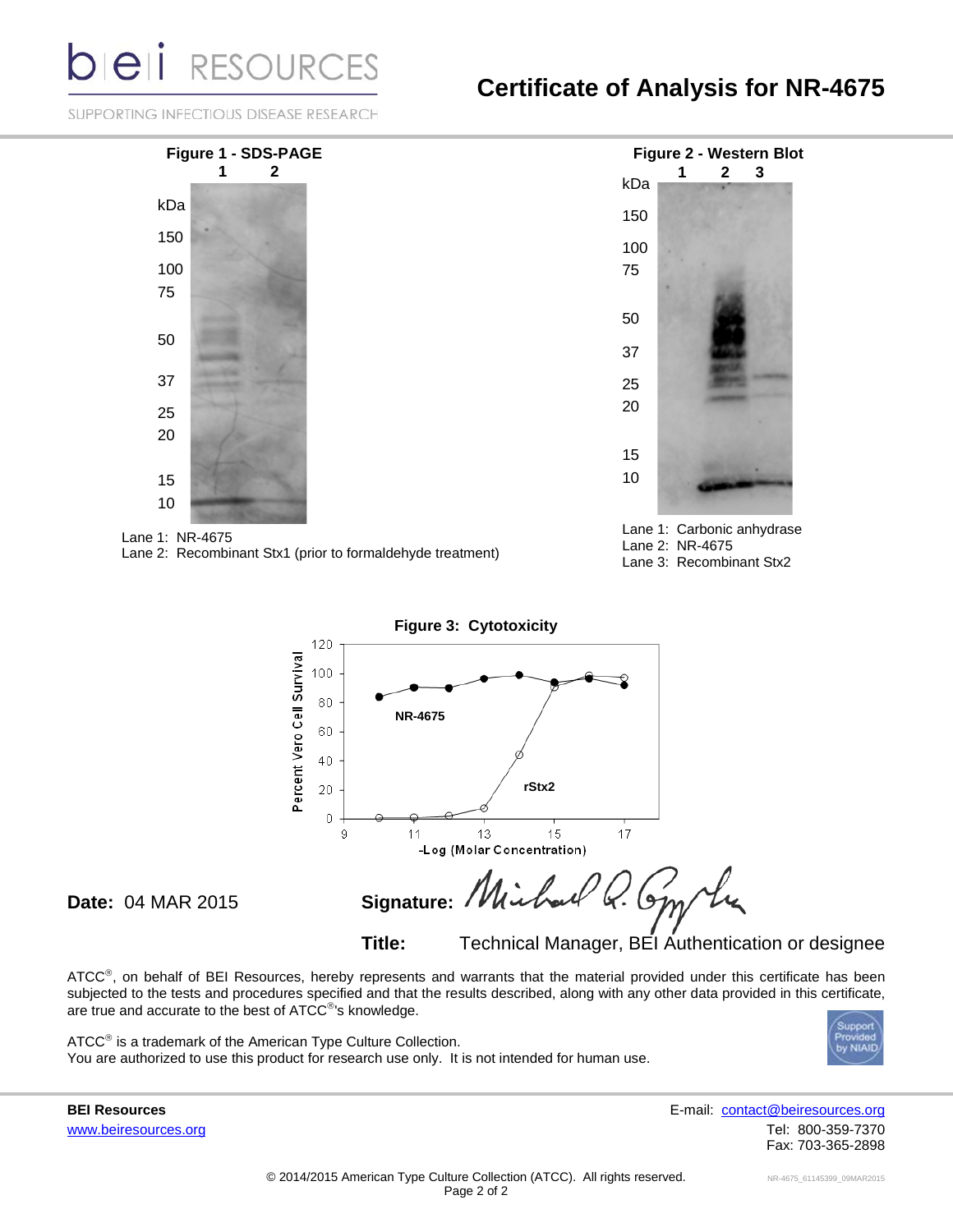# Certificate of Analysis for NR-4675

**Figure 1 - SDS-PAGE**

1 2

kDa
150
100
75
50
37
25
20
15
10

Lane 1: NR-4675
Lane 2: Recombinant Stx1 (prior to formaldehyde treatment)

**Figure 2 - Western Blot**

1 2 3

kDa
150
100
75
50
37
25
20
15
10

Lane 1: Carbonic anhydrase
Lane 2: NR-4675
Lane 3: Recombinant Stx2

**Figure 3: Cytotoxicity**

Percent Vero Cell Survival
120
100
80
60
40
20
0

9
11
13
15
17
-Log (Molar Concentration)

NR-4675
rStx2

**Date:** 04 MAR 2015

**Signature:**

**Title:** Technical Manager, BEI Authentication or designee

ATCC®, on behalf of BEI Resources, hereby represents and warrants that the material provided under this certificate has been subjected to the tests and procedures specified and that the results described, along with any other data provided in this certificate, are true and accurate to the best of ATCC®'s knowledge.

ATCC® is a trademark of the American Type Culture Collection.
You are authorized to use this product for research use only. It is not intended for human use.

Support Provided by NIAID

**BEI Resources**
www.beiresources.org

E-mail: contact@beiresources.org
Tel: 800-359-7370
Fax: 703-365-2898

© 2014/2015 American Type Culture Collection (ATCC). All rights reserved.

NR-4675_61145399_09MAR2015